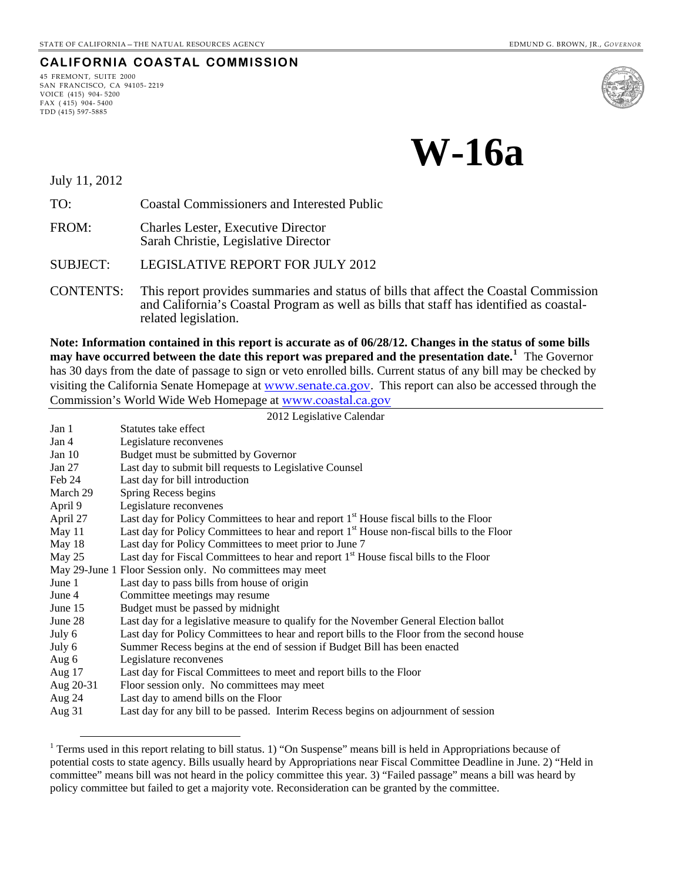STATE OF CALIFORNIA – THE NATURAL RESOURCES AGENCY — EDMUND G. BROWN, JR., *GOVERNOR*

## CALIFORNIA COASTAL COMMISSION

45 FREMONT, SUITE 2000
SAN FRANCISCO, CA 94105- 2219
VOICE (415) 904- 5200
FAX ( 415) 904- 5400
TDD (415) 597-5885

# W-16a

July 11, 2012

TO: Coastal Commissioners and Interested Public

FROM: Charles Lester, Executive Director
Sarah Christie, Legislative Director

SUBJECT: LEGISLATIVE REPORT FOR JULY 2012

CONTENTS: This report provides summaries and status of bills that affect the Coastal Commission and California's Coastal Program as well as bills that staff has identified as coastal-related legislation.

**Note: Information contained in this report is accurate as of 06/28/12. Changes in the status of some bills may have occurred between the date this report was prepared and the presentation date.**[1] The Governor has 30 days from the date of passage to sign or veto enrolled bills. Current status of any bill may be checked by visiting the California Senate Homepage at www.senate.ca.gov. This report can also be accessed through the Commission's World Wide Web Homepage at www.coastal.ca.gov

2012 Legislative Calendar

| | |
|---|---|
| Jan 1 | Statutes take effect |
| Jan 4 | Legislature reconvenes |
| Jan 10 | Budget must be submitted by Governor |
| Jan 27 | Last day to submit bill requests to Legislative Counsel |
| Feb 24 | Last day for bill introduction |
| March 29 | Spring Recess begins |
| April 9 | Legislature reconvenes |
| April 27 | Last day for Policy Committees to hear and report 1st House fiscal bills to the Floor |
| May 11 | Last day for Policy Committees to hear and report 1st House non-fiscal bills to the Floor |
| May 18 | Last day for Policy Committees to meet prior to June 7 |
| May 25 | Last day for Fiscal Committees to hear and report 1st House fiscal bills to the Floor |
| May 29-June 1 | Floor Session only. No committees may meet |
| June 1 | Last day to pass bills from house of origin |
| June 4 | Committee meetings may resume |
| June 15 | Budget must be passed by midnight |
| June 28 | Last day for a legislative measure to qualify for the November General Election ballot |
| July 6 | Last day for Policy Committees to hear and report bills to the Floor from the second house |
| July 6 | Summer Recess begins at the end of session if Budget Bill has been enacted |
| Aug 6 | Legislature reconvenes |
| Aug 17 | Last day for Fiscal Committees to meet and report bills to the Floor |
| Aug 20-31 | Floor session only. No committees may meet |
| Aug 24 | Last day to amend bills on the Floor |
| Aug 31 | Last day for any bill to be passed. Interim Recess begins on adjournment of session |

[1] Terms used in this report relating to bill status. 1) "On Suspense" means bill is held in Appropriations because of potential costs to state agency. Bills usually heard by Appropriations near Fiscal Committee Deadline in June. 2) "Held in committee" means bill was not heard in the policy committee this year. 3) "Failed passage" means a bill was heard by policy committee but failed to get a majority vote. Reconsideration can be granted by the committee.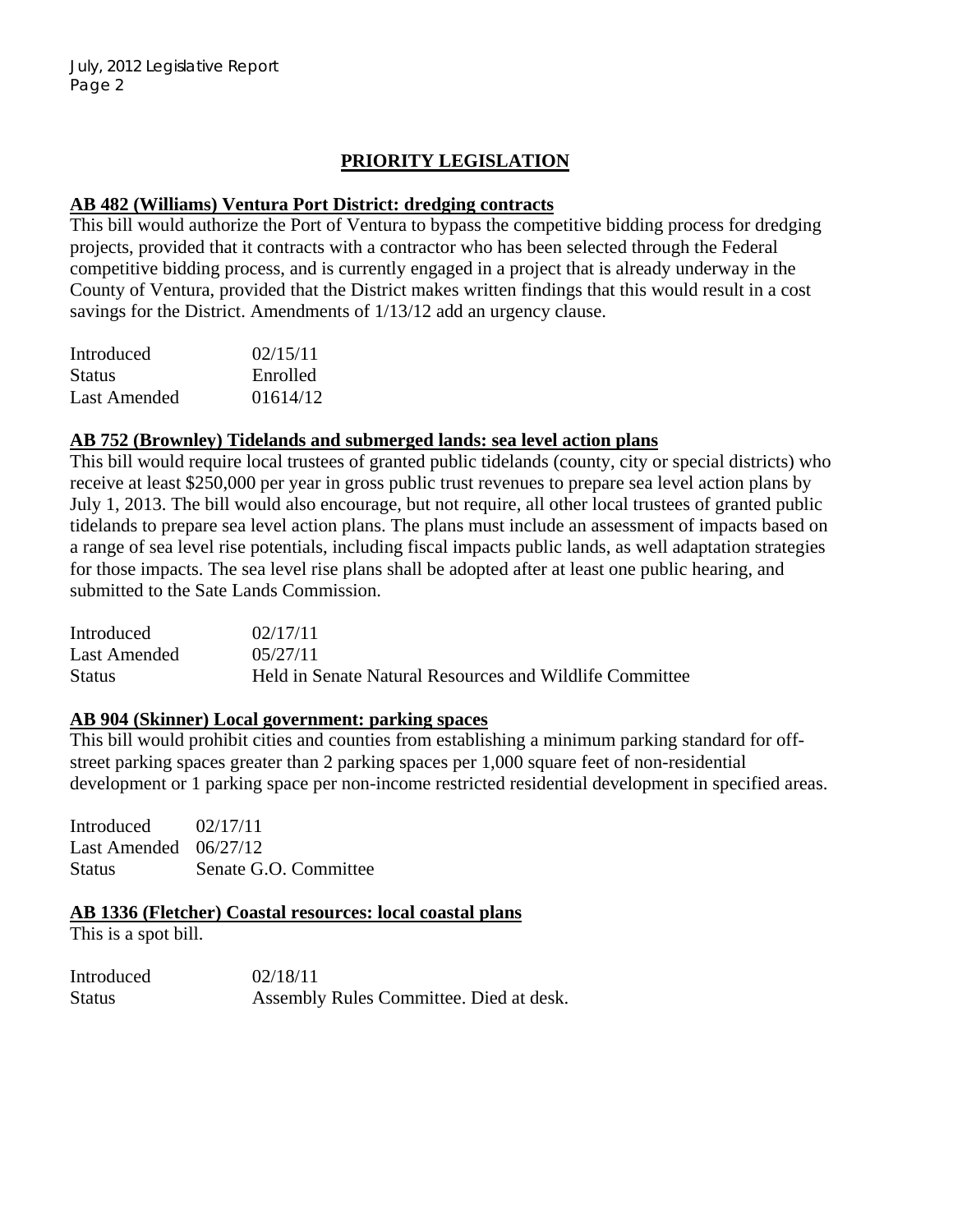## PRIORITY LEGISLATION

### AB 482 (Williams) Ventura Port District: dredging contracts

This bill would authorize the Port of Ventura to bypass the competitive bidding process for dredging projects, provided that it contracts with a contractor who has been selected through the Federal competitive bidding process, and is currently engaged in a project that is already underway in the County of Ventura, provided that the District makes written findings that this would result in a cost savings for the District. Amendments of 1/13/12 add an urgency clause.

| | |
|---|---|
| Introduced | 02/15/11 |
| Status | Enrolled |
| Last Amended | 01614/12 |

### AB 752 (Brownley) Tidelands and submerged lands: sea level action plans

This bill would require local trustees of granted public tidelands (county, city or special districts) who receive at least $250,000 per year in gross public trust revenues to prepare sea level action plans by July 1, 2013. The bill would also encourage, but not require, all other local trustees of granted public tidelands to prepare sea level action plans. The plans must include an assessment of impacts based on a range of sea level rise potentials, including fiscal impacts public lands, as well adaptation strategies for those impacts. The sea level rise plans shall be adopted after at least one public hearing, and submitted to the Sate Lands Commission.

| | |
|---|---|
| Introduced | 02/17/11 |
| Last Amended | 05/27/11 |
| Status | Held in Senate Natural Resources and Wildlife Committee |

### AB 904 (Skinner) Local government: parking spaces

This bill would prohibit cities and counties from establishing a minimum parking standard for off-street parking spaces greater than 2 parking spaces per 1,000 square feet of non-residential development or 1 parking space per non-income restricted residential development in specified areas.

| | |
|---|---|
| Introduced | 02/17/11 |
| Last Amended | 06/27/12 |
| Status | Senate G.O. Committee |

### AB 1336 (Fletcher) Coastal resources: local coastal plans

This is a spot bill.

| | |
|---|---|
| Introduced | 02/18/11 |
| Status | Assembly Rules Committee. Died at desk. |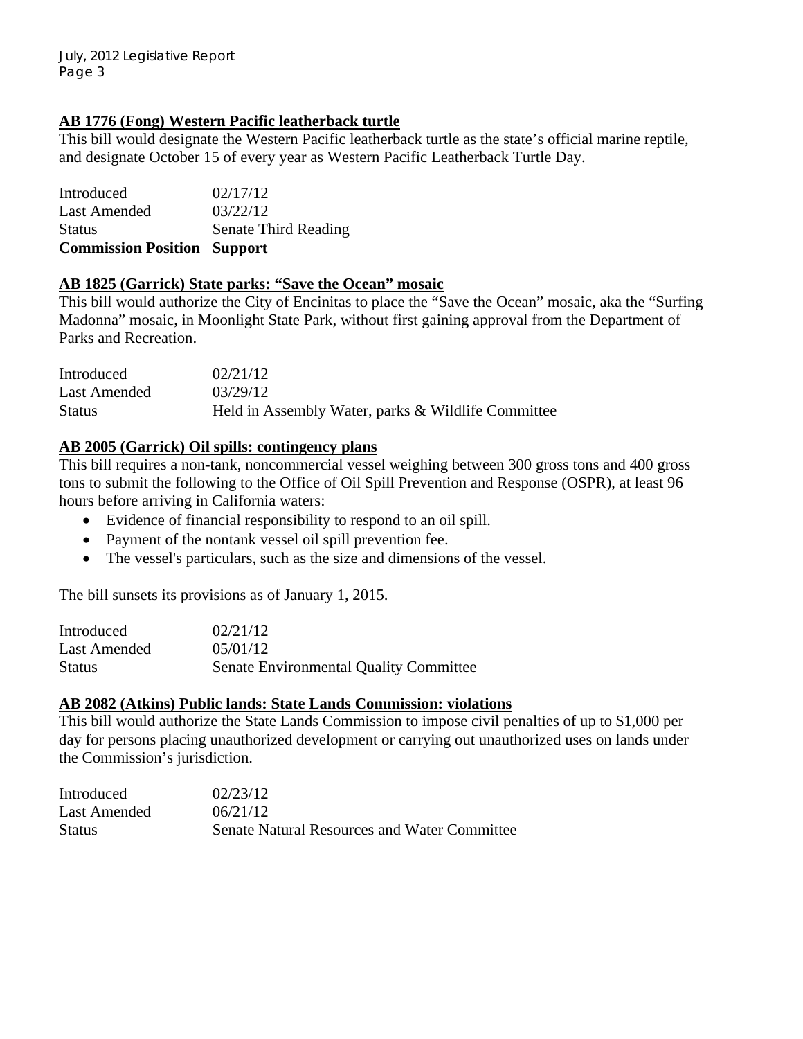**AB 1776 (Fong) Western Pacific leatherback turtle**

This bill would designate the Western Pacific leatherback turtle as the state's official marine reptile, and designate October 15 of every year as Western Pacific Leatherback Turtle Day.

| | |
|---|---|
| Introduced | 02/17/12 |
| Last Amended | 03/22/12 |
| Status | Senate Third Reading |
| **Commission Position** | **Support** |

**AB 1825 (Garrick) State parks: "Save the Ocean" mosaic**

This bill would authorize the City of Encinitas to place the "Save the Ocean" mosaic, aka the "Surfing Madonna" mosaic, in Moonlight State Park, without first gaining approval from the Department of Parks and Recreation.

| | |
|---|---|
| Introduced | 02/21/12 |
| Last Amended | 03/29/12 |
| Status | Held in Assembly Water, parks & Wildlife Committee |

**AB 2005 (Garrick) Oil spills: contingency plans**

This bill requires a non-tank, noncommercial vessel weighing between 300 gross tons and 400 gross tons to submit the following to the Office of Oil Spill Prevention and Response (OSPR), at least 96 hours before arriving in California waters:

- Evidence of financial responsibility to respond to an oil spill.
- Payment of the nontank vessel oil spill prevention fee.
- The vessel's particulars, such as the size and dimensions of the vessel.

The bill sunsets its provisions as of January 1, 2015.

| | |
|---|---|
| Introduced | 02/21/12 |
| Last Amended | 05/01/12 |
| Status | Senate Environmental Quality Committee |

**AB 2082 (Atkins) Public lands: State Lands Commission: violations**

This bill would authorize the State Lands Commission to impose civil penalties of up to $1,000 per day for persons placing unauthorized development or carrying out unauthorized uses on lands under the Commission's jurisdiction.

| | |
|---|---|
| Introduced | 02/23/12 |
| Last Amended | 06/21/12 |
| Status | Senate Natural Resources and Water Committee |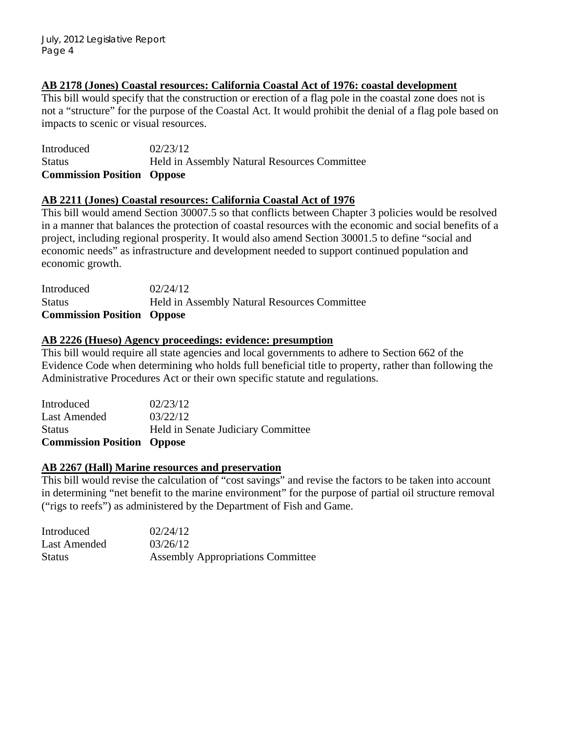### AB 2178 (Jones) Coastal resources: California Coastal Act of 1976: coastal development

This bill would specify that the construction or erection of a flag pole in the coastal zone does not is not a "structure" for the purpose of the Coastal Act. It would prohibit the denial of a flag pole based on impacts to scenic or visual resources.

| | |
|---|---|
| Introduced | 02/23/12 |
| Status | Held in Assembly Natural Resources Committee |
| **Commission Position** | **Oppose** |

### AB 2211 (Jones) Coastal resources: California Coastal Act of 1976

This bill would amend Section 30007.5 so that conflicts between Chapter 3 policies would be resolved in a manner that balances the protection of coastal resources with the economic and social benefits of a project, including regional prosperity. It would also amend Section 30001.5 to define "social and economic needs" as infrastructure and development needed to support continued population and economic growth.

| | |
|---|---|
| Introduced | 02/24/12 |
| Status | Held in Assembly Natural Resources Committee |
| **Commission Position** | **Oppose** |

### AB 2226 (Hueso) Agency proceedings: evidence: presumption

This bill would require all state agencies and local governments to adhere to Section 662 of the Evidence Code when determining who holds full beneficial title to property, rather than following the Administrative Procedures Act or their own specific statute and regulations.

| | |
|---|---|
| Introduced | 02/23/12 |
| Last Amended | 03/22/12 |
| Status | Held in Senate Judiciary Committee |
| **Commission Position** | **Oppose** |

### AB 2267 (Hall) Marine resources and preservation

This bill would revise the calculation of "cost savings" and revise the factors to be taken into account in determining "net benefit to the marine environment" for the purpose of partial oil structure removal ("rigs to reefs") as administered by the Department of Fish and Game.

| | |
|---|---|
| Introduced | 02/24/12 |
| Last Amended | 03/26/12 |
| Status | Assembly Appropriations Committee |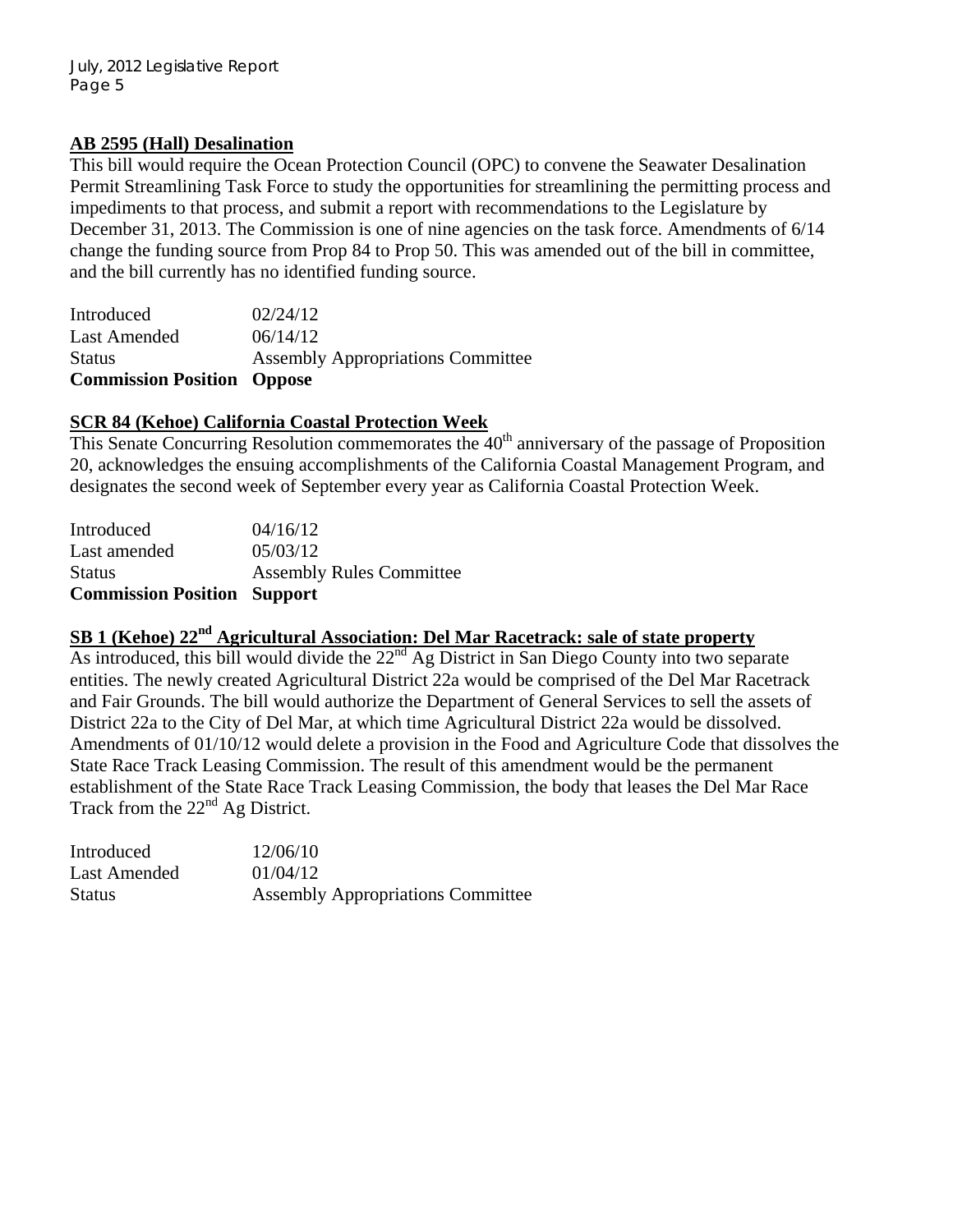**AB 2595 (Hall) Desalination**

This bill would require the Ocean Protection Council (OPC) to convene the Seawater Desalination Permit Streamlining Task Force to study the opportunities for streamlining the permitting process and impediments to that process, and submit a report with recommendations to the Legislature by December 31, 2013. The Commission is one of nine agencies on the task force. Amendments of 6/14 change the funding source from Prop 84 to Prop 50. This was amended out of the bill in committee, and the bill currently has no identified funding source.

| | |
|---|---|
| Introduced | 02/24/12 |
| Last Amended | 06/14/12 |
| Status | Assembly Appropriations Committee |
| **Commission Position** | **Oppose** |

**SCR 84 (Kehoe) California Coastal Protection Week**

This Senate Concurring Resolution commemorates the 40th anniversary of the passage of Proposition 20, acknowledges the ensuing accomplishments of the California Coastal Management Program, and designates the second week of September every year as California Coastal Protection Week.

| | |
|---|---|
| Introduced | 04/16/12 |
| Last amended | 05/03/12 |
| Status | Assembly Rules Committee |
| **Commission Position** | **Support** |

**SB 1 (Kehoe) 22nd Agricultural Association: Del Mar Racetrack: sale of state property**

As introduced, this bill would divide the 22nd Ag District in San Diego County into two separate entities. The newly created Agricultural District 22a would be comprised of the Del Mar Racetrack and Fair Grounds. The bill would authorize the Department of General Services to sell the assets of District 22a to the City of Del Mar, at which time Agricultural District 22a would be dissolved. Amendments of 01/10/12 would delete a provision in the Food and Agriculture Code that dissolves the State Race Track Leasing Commission. The result of this amendment would be the permanent establishment of the State Race Track Leasing Commission, the body that leases the Del Mar Race Track from the 22nd Ag District.

| | |
|---|---|
| Introduced | 12/06/10 |
| Last Amended | 01/04/12 |
| Status | Assembly Appropriations Committee |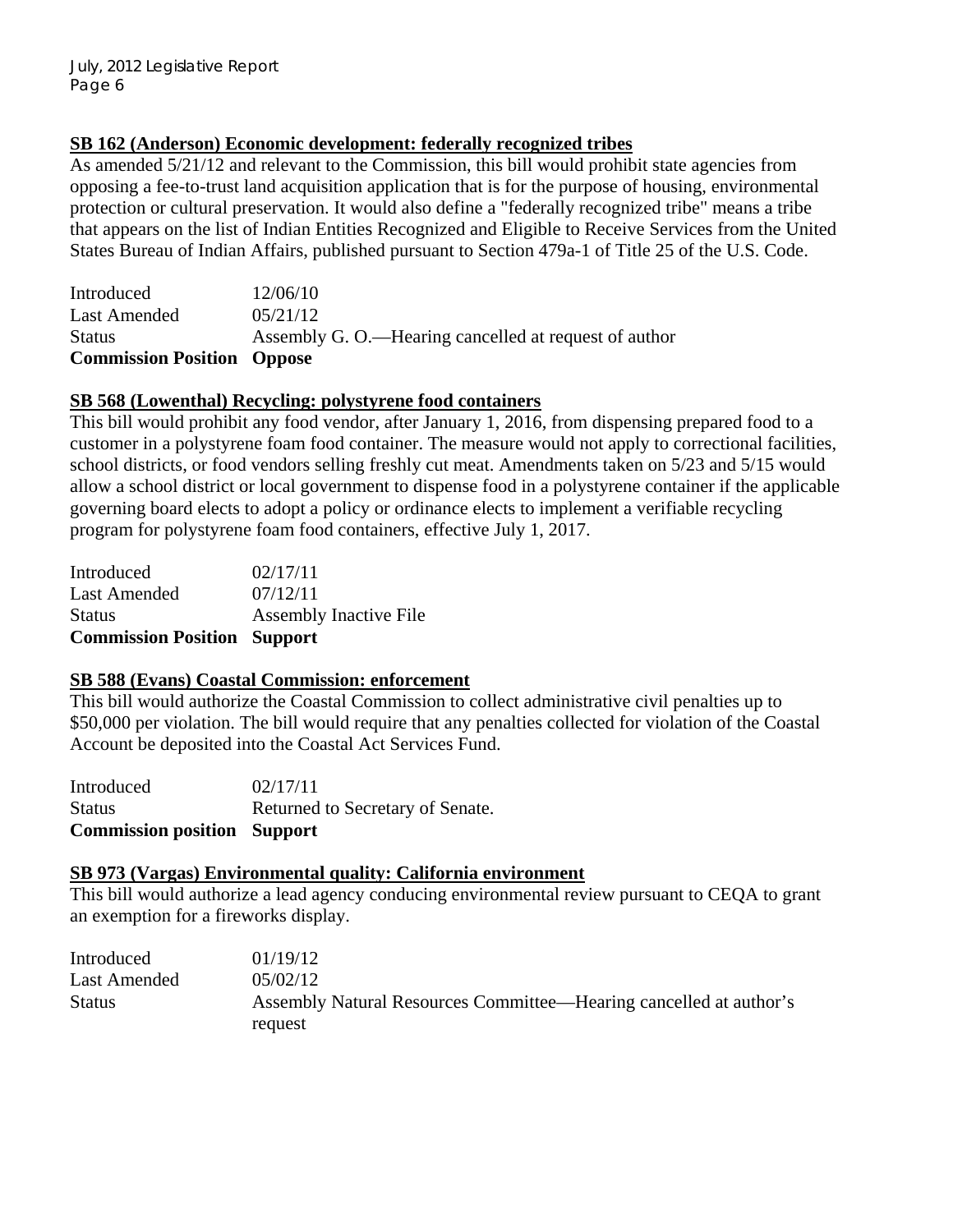**<u>SB 162 (Anderson) Economic development: federally recognized tribes</u>**

As amended 5/21/12 and relevant to the Commission, this bill would prohibit state agencies from opposing a fee-to-trust land acquisition application that is for the purpose of housing, environmental protection or cultural preservation. It would also define a "federally recognized tribe" means a tribe that appears on the list of Indian Entities Recognized and Eligible to Receive Services from the United States Bureau of Indian Affairs, published pursuant to Section 479a-1 of Title 25 of the U.S. Code.

| | |
|---|---|
| Introduced | 12/06/10 |
| Last Amended | 05/21/12 |
| Status | Assembly G. O.—Hearing cancelled at request of author |
| **Commission Position** | **Oppose** |

**<u>SB 568 (Lowenthal) Recycling: polystyrene food containers</u>**

This bill would prohibit any food vendor, after January 1, 2016, from dispensing prepared food to a customer in a polystyrene foam food container. The measure would not apply to correctional facilities, school districts, or food vendors selling freshly cut meat. Amendments taken on 5/23 and 5/15 would allow a school district or local government to dispense food in a polystyrene container if the applicable governing board elects to adopt a policy or ordinance elects to implement a verifiable recycling program for polystyrene foam food containers, effective July 1, 2017.

| | |
|---|---|
| Introduced | 02/17/11 |
| Last Amended | 07/12/11 |
| Status | Assembly Inactive File |
| **Commission Position** | **Support** |

**<u>SB 588 (Evans) Coastal Commission: enforcement</u>**

This bill would authorize the Coastal Commission to collect administrative civil penalties up to $50,000 per violation. The bill would require that any penalties collected for violation of the Coastal Account be deposited into the Coastal Act Services Fund.

| | |
|---|---|
| Introduced | 02/17/11 |
| Status | Returned to Secretary of Senate. |
| **Commission position** | **Support** |

**<u>SB 973 (Vargas) Environmental quality: California environment</u>**

This bill would authorize a lead agency conducing environmental review pursuant to CEQA to grant an exemption for a fireworks display.

| | |
|---|---|
| Introduced | 01/19/12 |
| Last Amended | 05/02/12 |
| Status | Assembly Natural Resources Committee—Hearing cancelled at author's request |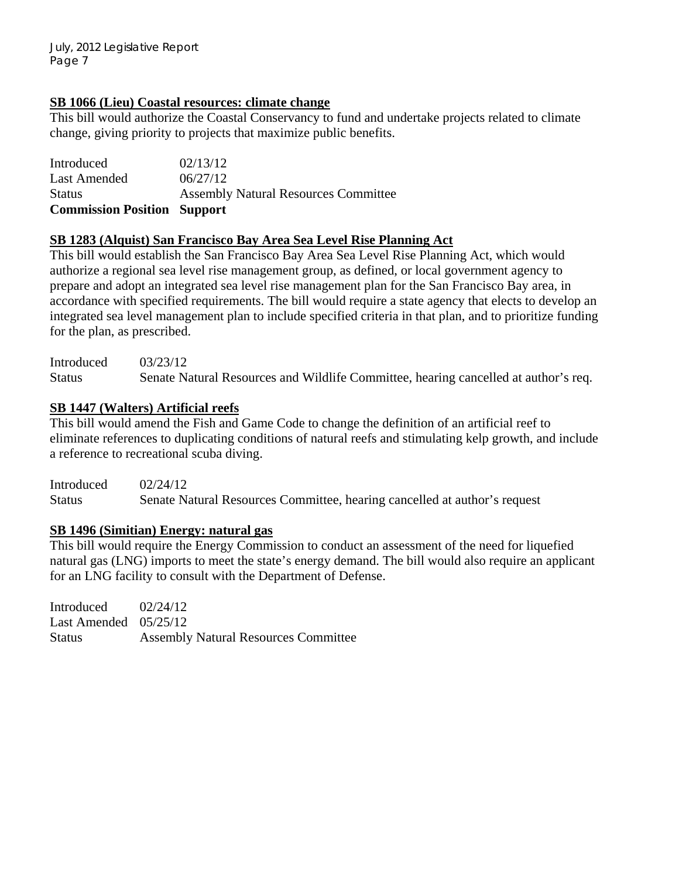**SB 1066 (Lieu) Coastal resources: climate change**

This bill would authorize the Coastal Conservancy to fund and undertake projects related to climate change, giving priority to projects that maximize public benefits.

| | |
|---|---|
| Introduced | 02/13/12 |
| Last Amended | 06/27/12 |
| Status | Assembly Natural Resources Committee |
| **Commission Position** | **Support** |

**SB 1283 (Alquist) San Francisco Bay Area Sea Level Rise Planning Act**

This bill would establish the San Francisco Bay Area Sea Level Rise Planning Act, which would authorize a regional sea level rise management group, as defined, or local government agency to prepare and adopt an integrated sea level rise management plan for the San Francisco Bay area, in accordance with specified requirements. The bill would require a state agency that elects to develop an integrated sea level management plan to include specified criteria in that plan, and to prioritize funding for the plan, as prescribed.

| | |
|---|---|
| Introduced | 03/23/12 |
| Status | Senate Natural Resources and Wildlife Committee, hearing cancelled at author's req. |

**SB 1447 (Walters) Artificial reefs**

This bill would amend the Fish and Game Code to change the definition of an artificial reef to eliminate references to duplicating conditions of natural reefs and stimulating kelp growth, and include a reference to recreational scuba diving.

| | |
|---|---|
| Introduced | 02/24/12 |
| Status | Senate Natural Resources Committee, hearing cancelled at author's request |

**SB 1496 (Simitian) Energy: natural gas**

This bill would require the Energy Commission to conduct an assessment of the need for liquefied natural gas (LNG) imports to meet the state's energy demand. The bill would also require an applicant for an LNG facility to consult with the Department of Defense.

| | |
|---|---|
| Introduced | 02/24/12 |
| Last Amended | 05/25/12 |
| Status | Assembly Natural Resources Committee |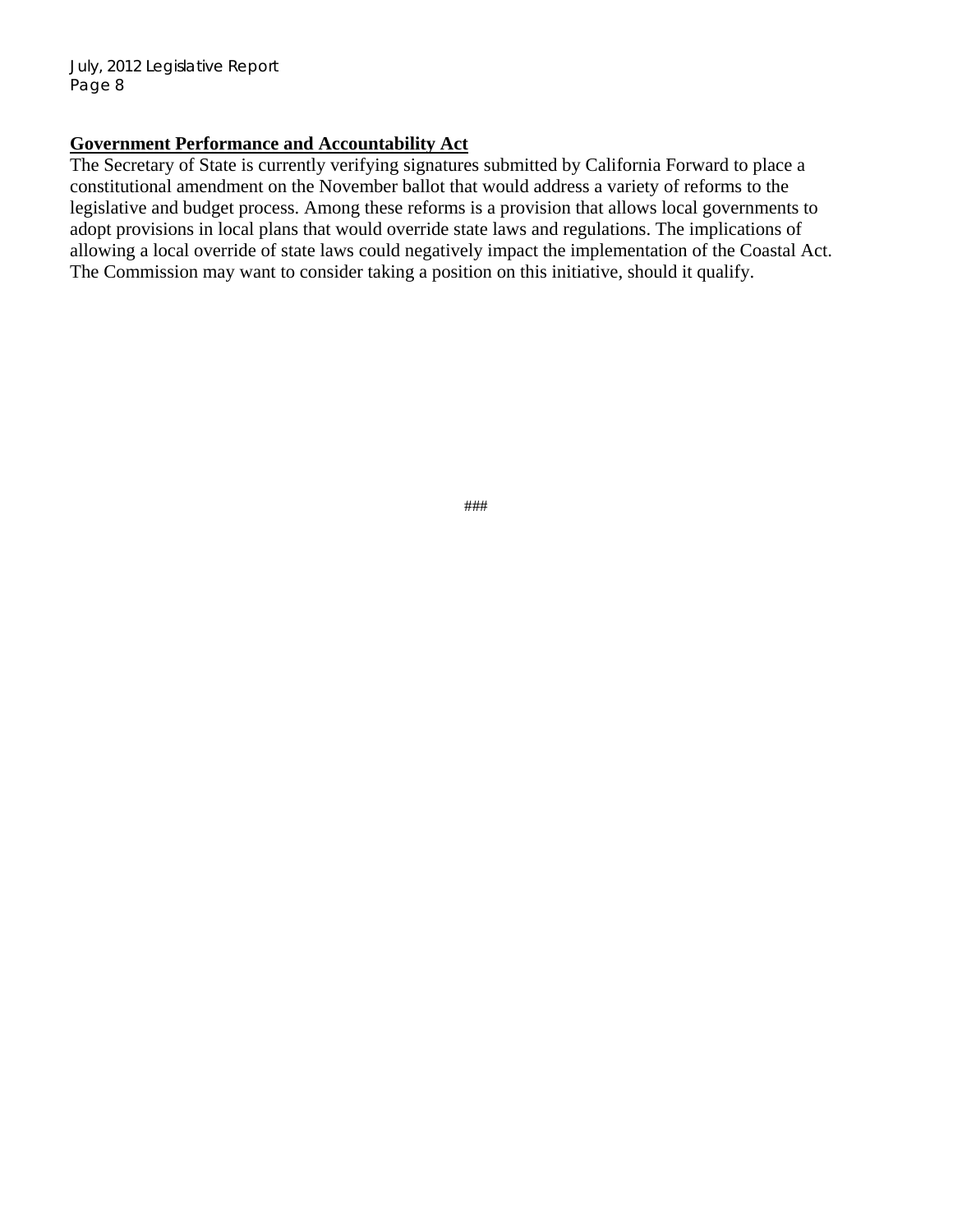**Government Performance and Accountability Act**

The Secretary of State is currently verifying signatures submitted by California Forward to place a constitutional amendment on the November ballot that would address a variety of reforms to the legislative and budget process. Among these reforms is a provision that allows local governments to adopt provisions in local plans that would override state laws and regulations. The implications of allowing a local override of state laws could negatively impact the implementation of the Coastal Act. The Commission may want to consider taking a position on this initiative, should it qualify.

###